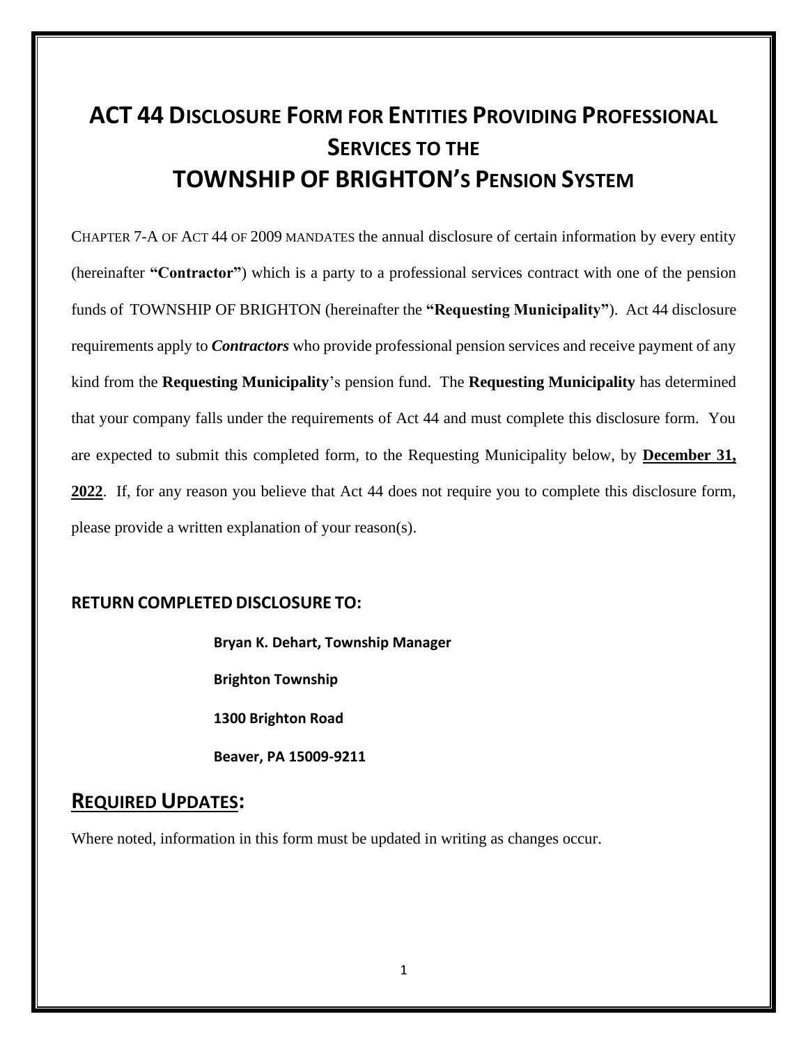# ACT 44 DISCLOSURE FORM FOR ENTITIES PROVIDING PROFESSIONAL SERVICES TO THE TOWNSHIP OF BRIGHTON'S PENSION SYSTEM

CHAPTER 7-A OF ACT 44 OF 2009 MANDATES the annual disclosure of certain information by every entity (hereinafter **"Contractor"**) which is a party to a professional services contract with one of the pension funds of TOWNSHIP OF BRIGHTON (hereinafter the **"Requesting Municipality"**). Act 44 disclosure requirements apply to ***Contractors*** who provide professional pension services and receive payment of any kind from the **Requesting Municipality**'s pension fund. The **Requesting Municipality** has determined that your company falls under the requirements of Act 44 and must complete this disclosure form. You are expected to submit this completed form, to the Requesting Municipality below, by **December 31, 2022**. If, for any reason you believe that Act 44 does not require you to complete this disclosure form, please provide a written explanation of your reason(s).

### RETURN COMPLETED DISCLOSURE TO:

**Bryan K. Dehart, Township Manager**

**Brighton Township**

**1300 Brighton Road**

**Beaver, PA 15009-9211**

## REQUIRED UPDATES:

Where noted, information in this form must be updated in writing as changes occur.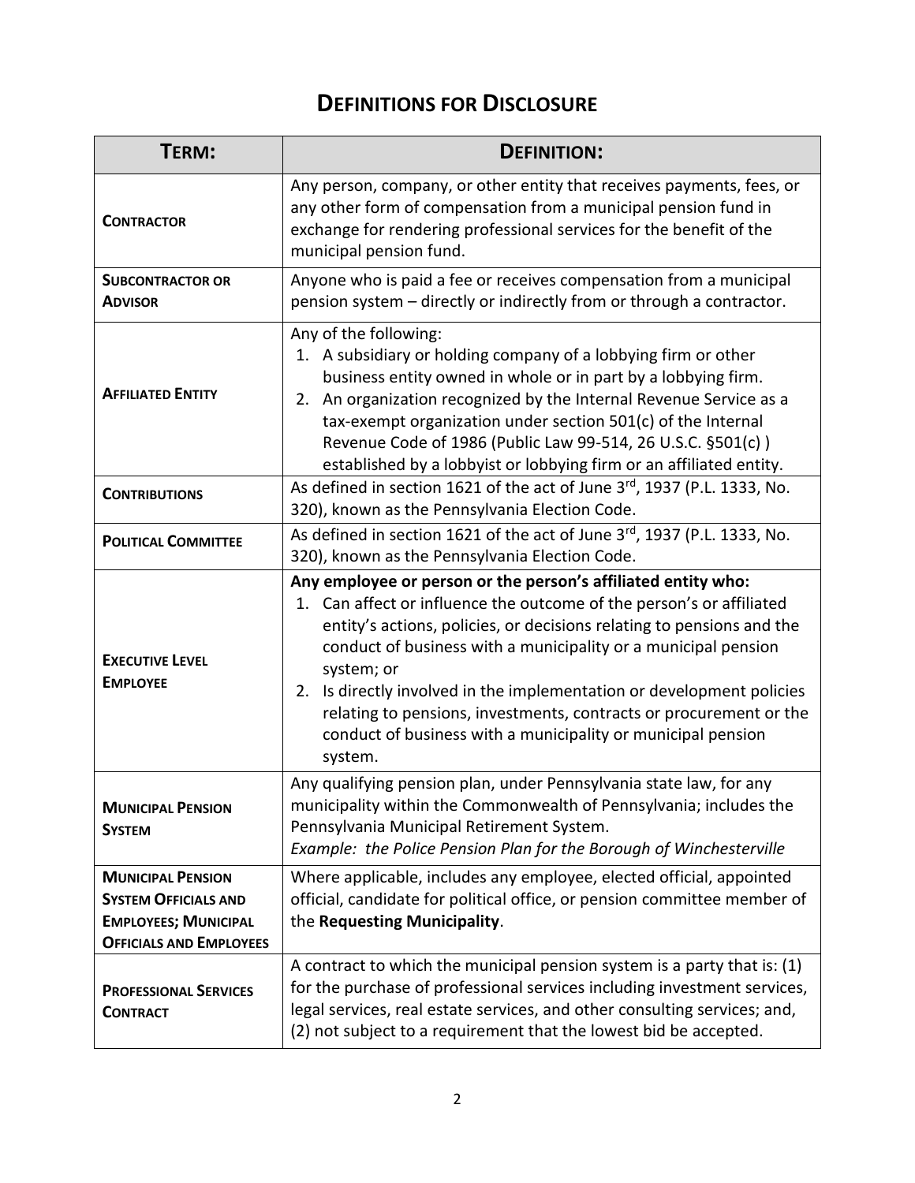# Definitions for Disclosure

| Term: | Definition: |
| --- | --- |
| **Contractor** | Any person, company, or other entity that receives payments, fees, or any other form of compensation from a municipal pension fund in exchange for rendering professional services for the benefit of the municipal pension fund. |
| **Subcontractor or Advisor** | Anyone who is paid a fee or receives compensation from a municipal pension system – directly or indirectly from or through a contractor. |
| **Affiliated Entity** | Any of the following:<br>1. A subsidiary or holding company of a lobbying firm or other business entity owned in whole or in part by a lobbying firm.<br>2. An organization recognized by the Internal Revenue Service as a tax-exempt organization under section 501(c) of the Internal Revenue Code of 1986 (Public Law 99-514, 26 U.S.C. §501(c) ) established by a lobbyist or lobbying firm or an affiliated entity. |
| **Contributions** | As defined in section 1621 of the act of June 3rd, 1937 (P.L. 1333, No. 320), known as the Pennsylvania Election Code. |
| **Political Committee** | As defined in section 1621 of the act of June 3rd, 1937 (P.L. 1333, No. 320), known as the Pennsylvania Election Code. |
| **Executive Level Employee** | **Any employee or person or the person's affiliated entity who:**<br>1. Can affect or influence the outcome of the person's or affiliated entity's actions, policies, or decisions relating to pensions and the conduct of business with a municipality or a municipal pension system; or<br>2. Is directly involved in the implementation or development policies relating to pensions, investments, contracts or procurement or the conduct of business with a municipality or municipal pension system. |
| **Municipal Pension System** | Any qualifying pension plan, under Pennsylvania state law, for any municipality within the Commonwealth of Pennsylvania; includes the Pennsylvania Municipal Retirement System.<br>*Example: the Police Pension Plan for the Borough of Winchesterville* |
| **Municipal Pension System Officials and Employees; Municipal Officials and Employees** | Where applicable, includes any employee, elected official, appointed official, candidate for political office, or pension committee member of the **Requesting Municipality**. |
| **Professional Services Contract** | A contract to which the municipal pension system is a party that is: (1) for the purchase of professional services including investment services, legal services, real estate services, and other consulting services; and, (2) not subject to a requirement that the lowest bid be accepted. |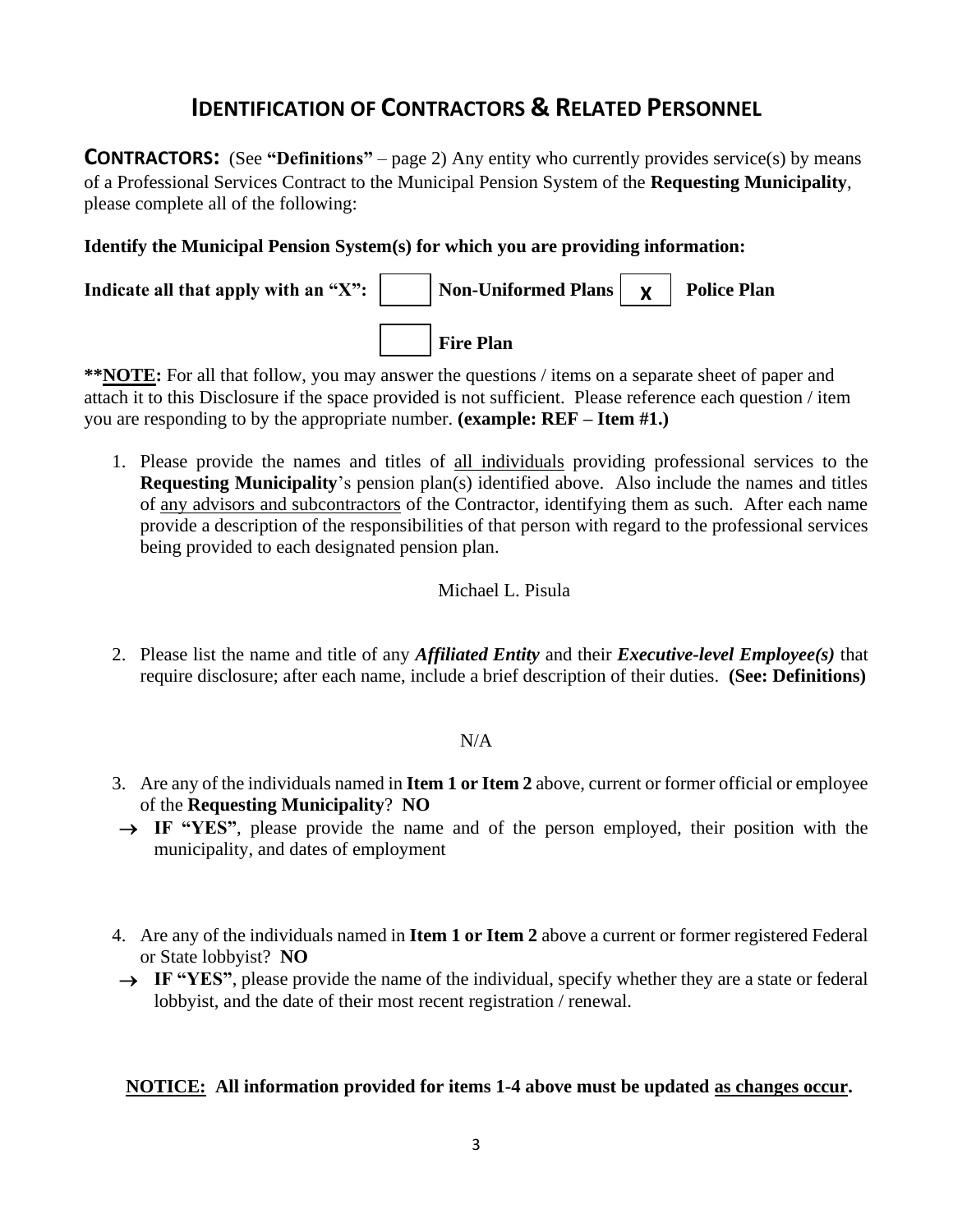# IDENTIFICATION OF CONTRACTORS & RELATED PERSONNEL

**CONTRACTORS:** (See **"Definitions"** – page 2) Any entity who currently provides service(s) by means of a Professional Services Contract to the Municipal Pension System of the **Requesting Municipality**, please complete all of the following:

**Identify the Municipal Pension System(s) for which you are providing information:**

**Indicate all that apply with an "X":** [ ] **Non-Uniformed Plans** [X] **Police Plan**

[ ] **Fire Plan**

****NOTE:** For all that follow, you may answer the questions / items on a separate sheet of paper and attach it to this Disclosure if the space provided is not sufficient. Please reference each question / item you are responding to by the appropriate number. **(example: REF – Item #1.)**

1. Please provide the names and titles of <u>all individuals</u> providing professional services to the **Requesting Municipality**'s pension plan(s) identified above. Also include the names and titles of <u>any advisors and subcontractors</u> of the Contractor, identifying them as such. After each name provide a description of the responsibilities of that person with regard to the professional services being provided to each designated pension plan.

   Michael L. Pisula

2. Please list the name and title of any ***Affiliated Entity*** and their ***Executive-level Employee(s)*** that require disclosure; after each name, include a brief description of their duties. **(See: Definitions)**

   N/A

3. Are any of the individuals named in **Item 1 or Item 2** above, current or former official or employee of the **Requesting Municipality**? **NO**
   - → **IF "YES"**, please provide the name and of the person employed, their position with the municipality, and dates of employment

4. Are any of the individuals named in **Item 1 or Item 2** above a current or former registered Federal or State lobbyist? **NO**
   - → **IF "YES"**, please provide the name of the individual, specify whether they are a state or federal lobbyist, and the date of their most recent registration / renewal.

**<u>NOTICE:</u> All information provided for items 1-4 above must be updated <u>as changes occur</u>.**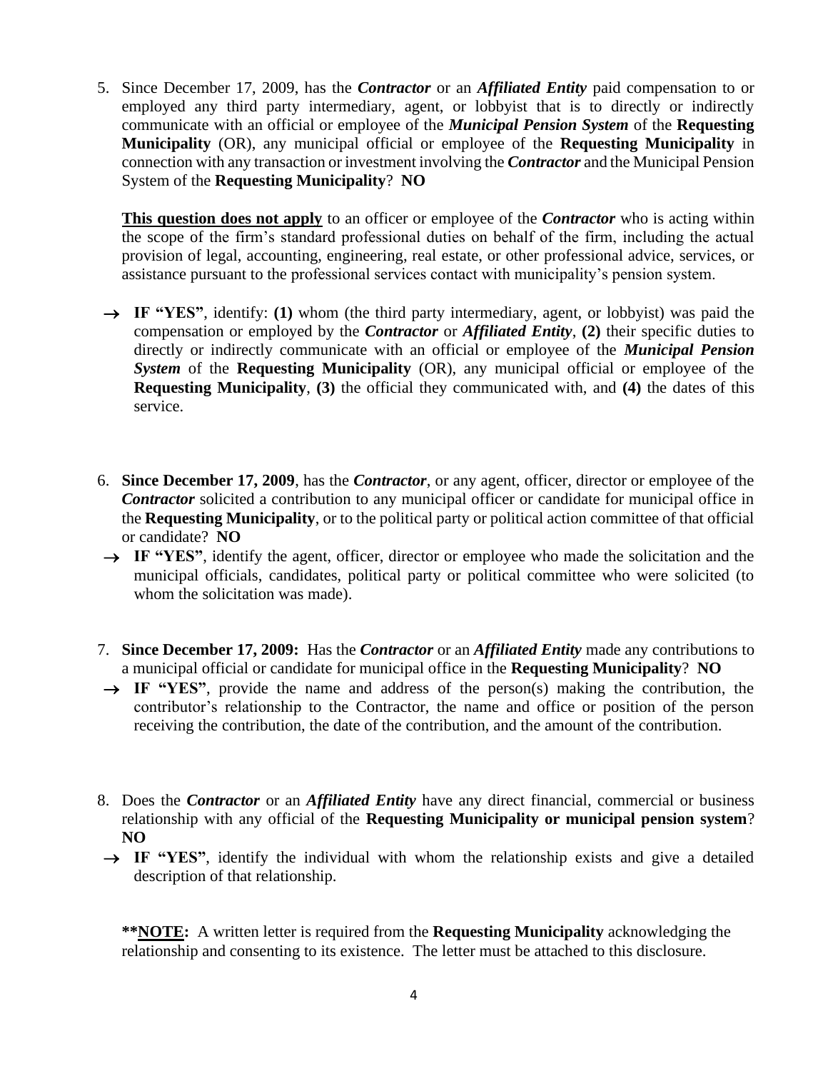5. Since December 17, 2009, has the ***Contractor*** or an ***Affiliated Entity*** paid compensation to or employed any third party intermediary, agent, or lobbyist that is to directly or indirectly communicate with an official or employee of the ***Municipal Pension System*** of the **Requesting Municipality** (OR), any municipal official or employee of the **Requesting Municipality** in connection with any transaction or investment involving the ***Contractor*** and the Municipal Pension System of the **Requesting Municipality**? **NO**

   **<u>This question does not apply</u>** to an officer or employee of the ***Contractor*** who is acting within the scope of the firm's standard professional duties on behalf of the firm, including the actual provision of legal, accounting, engineering, real estate, or other professional advice, services, or assistance pursuant to the professional services contact with municipality's pension system.

   → **IF "YES"**, identify: **(1)** whom (the third party intermediary, agent, or lobbyist) was paid the compensation or employed by the ***Contractor*** or ***Affiliated Entity***, **(2)** their specific duties to directly or indirectly communicate with an official or employee of the ***Municipal Pension System*** of the **Requesting Municipality** (OR), any municipal official or employee of the **Requesting Municipality**, **(3)** the official they communicated with, and **(4)** the dates of this service.

6. **Since December 17, 2009**, has the ***Contractor***, or any agent, officer, director or employee of the ***Contractor*** solicited a contribution to any municipal officer or candidate for municipal office in the **Requesting Municipality**, or to the political party or political action committee of that official or candidate? **NO**

   → **IF "YES"**, identify the agent, officer, director or employee who made the solicitation and the municipal officials, candidates, political party or political committee who were solicited (to whom the solicitation was made).

7. **Since December 17, 2009:** Has the ***Contractor*** or an ***Affiliated Entity*** made any contributions to a municipal official or candidate for municipal office in the **Requesting Municipality**? **NO**

   → **IF "YES"**, provide the name and address of the person(s) making the contribution, the contributor's relationship to the Contractor, the name and office or position of the person receiving the contribution, the date of the contribution, and the amount of the contribution.

8. Does the ***Contractor*** or an ***Affiliated Entity*** have any direct financial, commercial or business relationship with any official of the **Requesting Municipality or municipal pension system**? **NO**

   → **IF "YES"**, identify the individual with whom the relationship exists and give a detailed description of that relationship.

   ****<u>NOTE:</u>** A written letter is required from the **Requesting Municipality** acknowledging the relationship and consenting to its existence. The letter must be attached to this disclosure.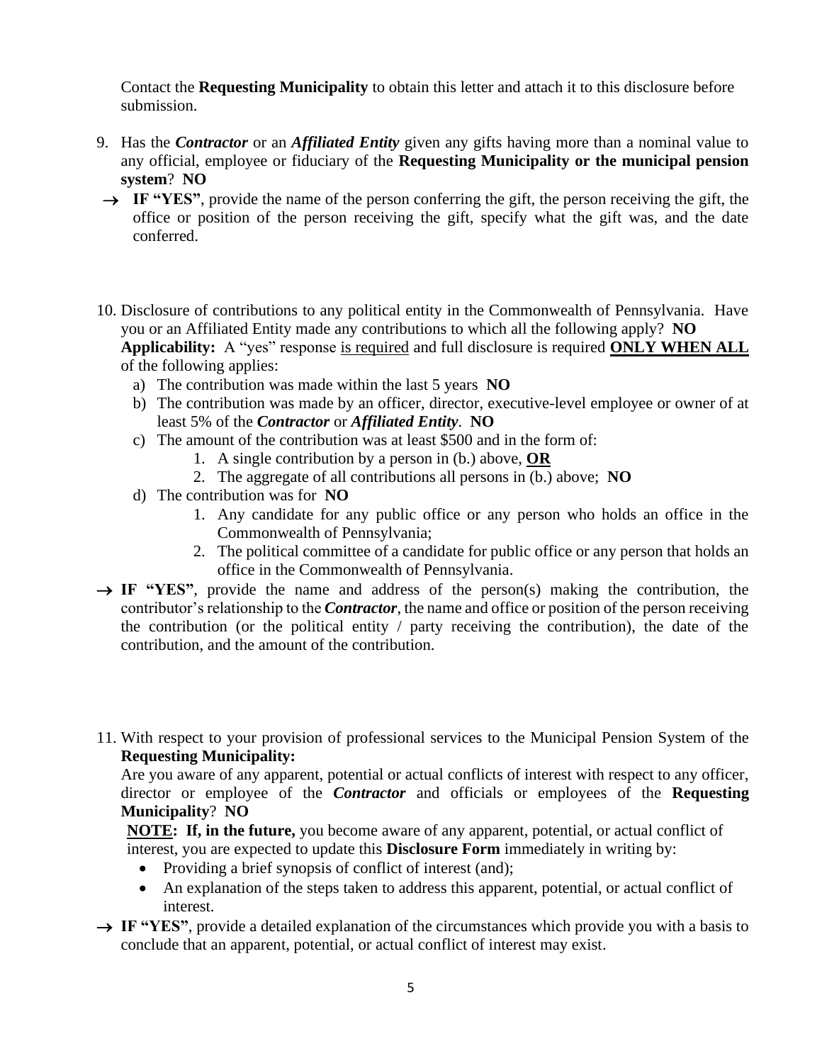Contact the **Requesting Municipality** to obtain this letter and attach it to this disclosure before submission.

9. Has the ***Contractor*** or an ***Affiliated Entity*** given any gifts having more than a nominal value to any official, employee or fiduciary of the **Requesting Municipality or the municipal pension system**? **NO**

→ **IF "YES"**, provide the name of the person conferring the gift, the person receiving the gift, the office or position of the person receiving the gift, specify what the gift was, and the date conferred.

10. Disclosure of contributions to any political entity in the Commonwealth of Pennsylvania. Have you or an Affiliated Entity made any contributions to which all the following apply? **NO**
    **Applicability:** A "yes" response is required and full disclosure is required **ONLY WHEN ALL** of the following applies:
    a) The contribution was made within the last 5 years **NO**
    b) The contribution was made by an officer, director, executive-level employee or owner of at least 5% of the ***Contractor*** or ***Affiliated Entity***. **NO**
    c) The amount of the contribution was at least $500 and in the form of:
        1. A single contribution by a person in (b.) above, **OR**
        2. The aggregate of all contributions all persons in (b.) above; **NO**
    d) The contribution was for **NO**
        1. Any candidate for any public office or any person who holds an office in the Commonwealth of Pennsylvania;
        2. The political committee of a candidate for public office or any person that holds an office in the Commonwealth of Pennsylvania.

→ **IF "YES"**, provide the name and address of the person(s) making the contribution, the contributor's relationship to the ***Contractor***, the name and office or position of the person receiving the contribution (or the political entity / party receiving the contribution), the date of the contribution, and the amount of the contribution.

11. With respect to your provision of professional services to the Municipal Pension System of the **Requesting Municipality:**
    Are you aware of any apparent, potential or actual conflicts of interest with respect to any officer, director or employee of the ***Contractor*** and officials or employees of the **Requesting Municipality**? **NO**
    **NOTE: If, in the future,** you become aware of any apparent, potential, or actual conflict of interest, you are expected to update this **Disclosure Form** immediately in writing by:
    - Providing a brief synopsis of conflict of interest (and);
    - An explanation of the steps taken to address this apparent, potential, or actual conflict of interest.

→ **IF "YES"**, provide a detailed explanation of the circumstances which provide you with a basis to conclude that an apparent, potential, or actual conflict of interest may exist.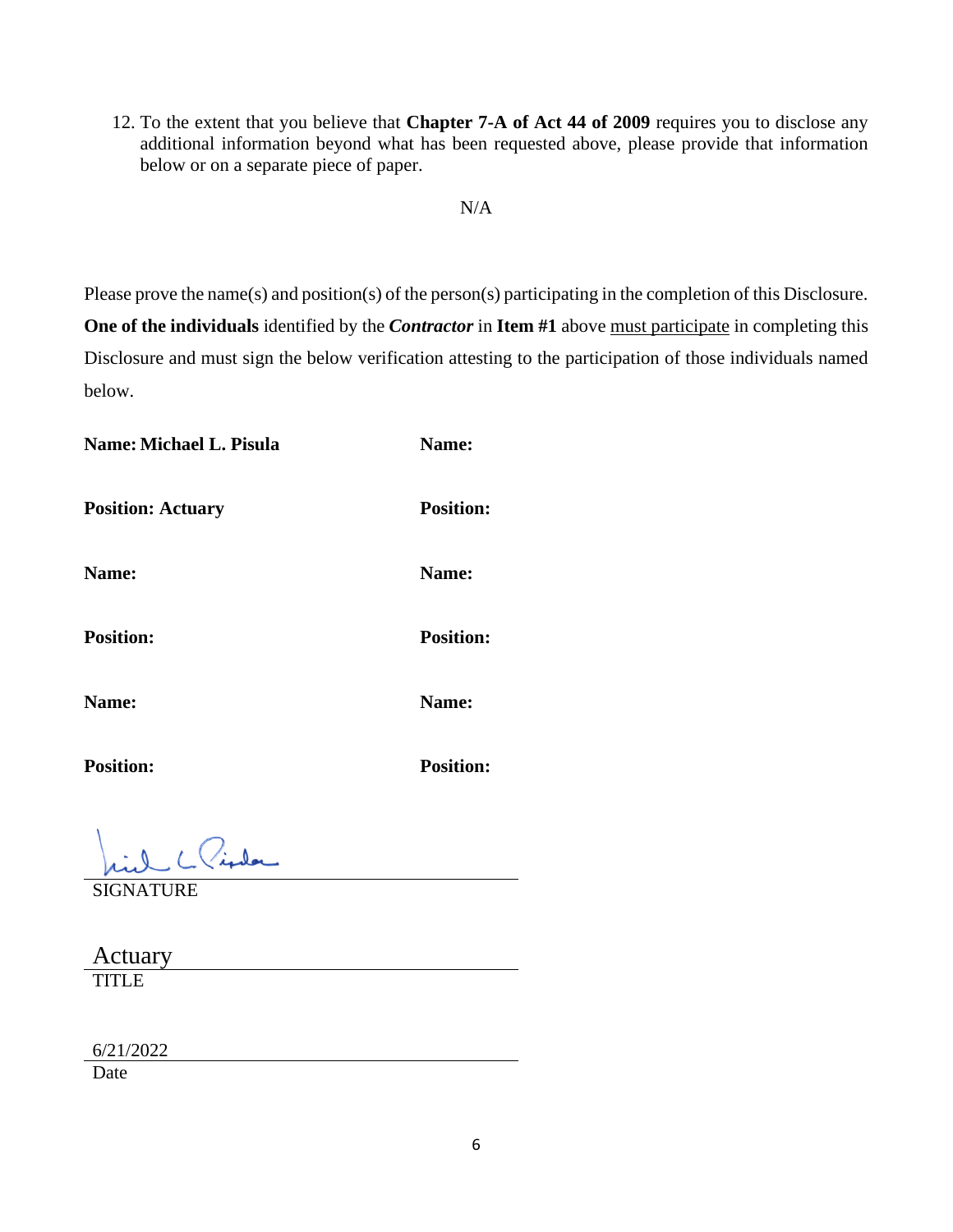12. To the extent that you believe that **Chapter 7-A of Act 44 of 2009** requires you to disclose any additional information beyond what has been requested above, please provide that information below or on a separate piece of paper.

N/A

Please prove the name(s) and position(s) of the person(s) participating in the completion of this Disclosure. **One of the individuals** identified by the ***Contractor*** in **Item #1** above must participate in completing this Disclosure and must sign the below verification attesting to the participation of those individuals named below.

| | |
|---|---|
| **Name: Michael L. Pisula** | **Name:** |
| **Position: Actuary** | **Position:** |
| **Name:** | **Name:** |
| **Position:** | **Position:** |
| **Name:** | **Name:** |
| **Position:** | **Position:** |

SIGNATURE

Actuary

TITLE

6/21/2022

Date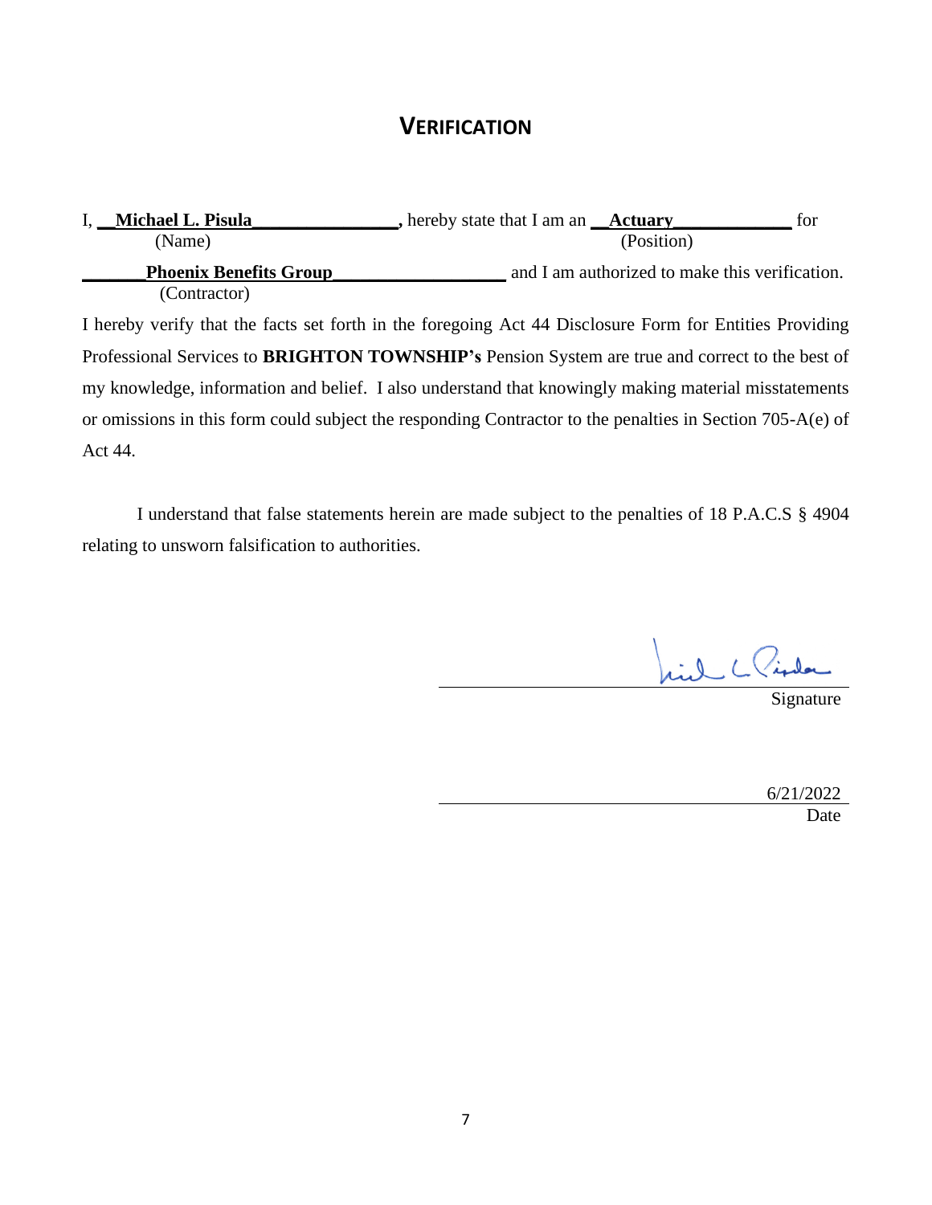# VERIFICATION

I, __**Michael L. Pisula**________________, hereby state that I am an __**Actuary**_____________ for
(Name) (Position)

_______**Phoenix Benefits Group**____________________ and I am authorized to make this verification.
(Contractor)

I hereby verify that the facts set forth in the foregoing Act 44 Disclosure Form for Entities Providing Professional Services to **BRIGHTON TOWNSHIP's** Pension System are true and correct to the best of my knowledge, information and belief. I also understand that knowingly making material misstatements or omissions in this form could subject the responding Contractor to the penalties in Section 705-A(e) of Act 44.

I understand that false statements herein are made subject to the penalties of 18 P.A.C.S § 4904 relating to unsworn falsification to authorities.

______________________________
Signature

6/21/2022
______________________________
Date